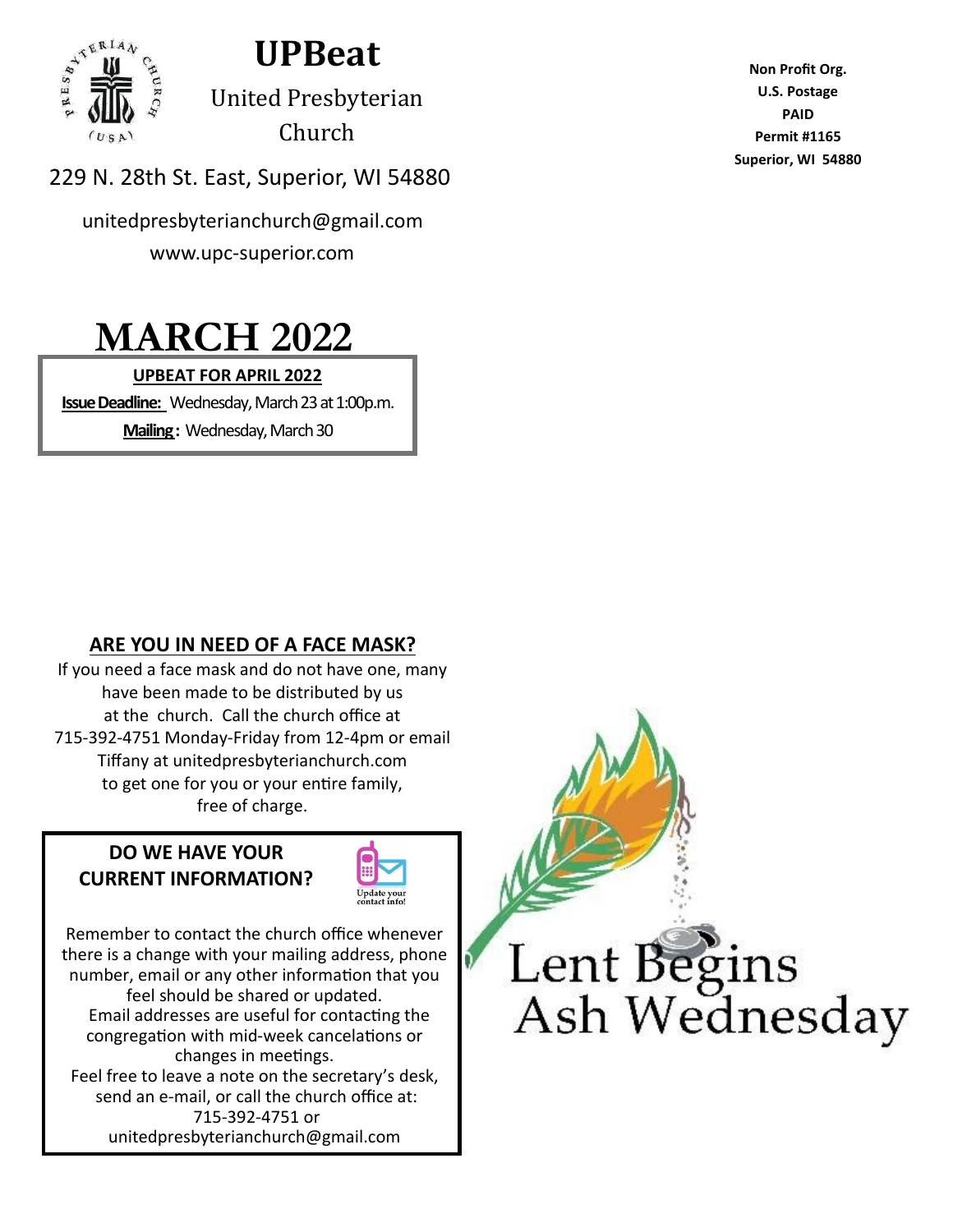# UPBeat

United Presbyterian Church

229 N. 28th St. East, Superior, WI 54880

unitedpresbyterianchurch@gmail.com

www.upc-superior.com

**Non Profit Org.**
**U.S. Postage**
**PAID**
**Permit #1165**
**Superior, WI 54880**

# MARCH 2022

**UPBEAT FOR APRIL 2022**

**Issue Deadline:** Wednesday, March 23 at 1:00p.m.

**Mailing:** Wednesday, March 30

## ARE YOU IN NEED OF A FACE MASK?

If you need a face mask and do not have one, many have been made to be distributed by us at the church. Call the church office at 715-392-4751 Monday-Friday from 12-4pm or email Tiffany at unitedpresbyterianchurch.com to get one for you or your entire family, free of charge.

## DO WE HAVE YOUR CURRENT INFORMATION?

Update your contact info!

Remember to contact the church office whenever there is a change with your mailing address, phone number, email or any other information that you feel should be shared or updated.

Email addresses are useful for contacting the congregation with mid-week cancelations or changes in meetings.

Feel free to leave a note on the secretary's desk, send an e-mail, or call the church office at: 715-392-4751 or unitedpresbyterianchurch@gmail.com

Lent Begins Ash Wednesday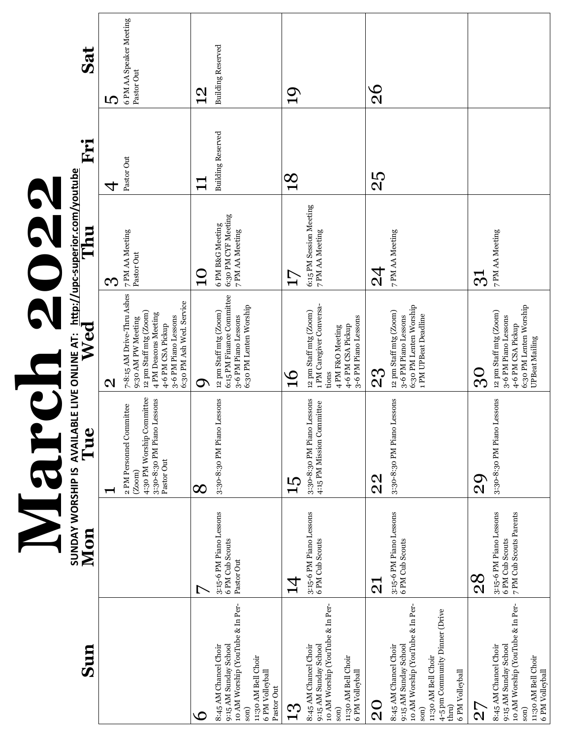# March 2022

**SUNDAY WORSHIP IS AVAILABLE LIVE ONLINE AT: http://upc-superior.com/youtube**

| Sun | Mon | Tue | Wed | Thu | Fri | Sat |
|---|---|---|---|---|---|---|
| | | **1**<br>2 PM Personnel Committee (Zoom)<br>4:30 PM Worship Committee<br>3:30-8:30 PM Piano Lessons<br>Pastor Out | **2**<br>7-8:15 AM Drive-Thru Ashes<br>9:30 AM PW Meeting<br>12 pm Staff mtg (Zoom)<br>4 PM Deacons Meeting<br>4-6 PM CSA Pickup<br>3-6 PM Piano Lessons<br>6:30 PM Ash Wed. Service | **3**<br>7 PM AA Meeting<br>Pastor Out | **4**<br>Pastor Out | **5**<br>6 PM AA Speaker Meeting<br>Pastor Out |
| **6**<br>8:45 AM Chancel Choir<br>9:15 AM Sunday School<br>10 AM Worship (YouTube & In Person)<br>11:30 AM Bell Choir<br>6 PM Volleyball<br>Pastor Out | **7**<br>3:15-6 PM Piano Lessons<br>6 PM Cub Scouts<br>Pastor Out | **8**<br>3:30-8:30 PM Piano Lessons | **9**<br>12 pm Staff mtg (Zoom)<br>6:15 PM Finance Committee<br>3-6 PM Piano Lessons<br>6:30 PM Lenten Worship | **10**<br>6 PM B&G Meeting<br>6:30 PM CYF Meeting<br>7 PM AA Meeting | **11**<br>Building Reserved | **12**<br>Building Reserved |
| **13**<br>8:45 AM Chancel Choir<br>9:15 AM Sunday School<br>10 AM Worship (YouTube & In Person)<br>11:30 AM Bell Choir<br>6 PM Volleyball | **14**<br>3:15-6 PM Piano Lessons<br>6 PM Cub Scouts | **15**<br>3:30-8:30 PM Piano Lessons<br>4:15 PM Mission Committee | **16**<br>12 pm Staff mtg (Zoom)<br>1 PM Caregiver Conversations<br>4 PM F&O Meeting<br>4-6 PM CSA Pickup<br>3-6 PM Piano Lessons | **17**<br>6:15 PM Session Meeting<br>7 PM AA Meeting | **18** | **19** |
| **20**<br>8:45 AM Chancel Choir<br>9:15 AM Sunday School<br>10 AM Worship (YouTube & In Person)<br>11:30 AM Bell Choir<br>4-5 pm Community Dinner (Drive thru)<br>6 PM Volleyball | **21**<br>3:15-6 PM Piano Lessons<br>6 PM Cub Scouts | **22**<br>3:30-8:30 PM Piano Lessons | **23**<br>12 pm Staff mtg (Zoom)<br>3-6 PM Piano Lessons<br>6:30 PM Lenten Worship<br>1 PM UPBeat Deadline | **24**<br>7 PM AA Meeting | **25** | **26** |
| **27**<br>8:45 AM Chancel Choir<br>9:15 AM Sunday School<br>10 AM Worship (YouTube & In Person)<br>11:30 AM Bell Choir<br>6 PM Volleyball | **28**<br>3:15-6 PM Piano Lessons<br>6 PM Cub Scouts<br>7 PM Cub Scouts Parents | **29**<br>3:30-8:30 PM Piano Lessons | **30**<br>12 pm Staff mtg (Zoom)<br>3-6 PM Piano Lessons<br>4-6 PM CSA Pickup<br>6:30 PM Lenten Worship<br>UPBeat Mailing | **31**<br>7 PM AA Meeting | | |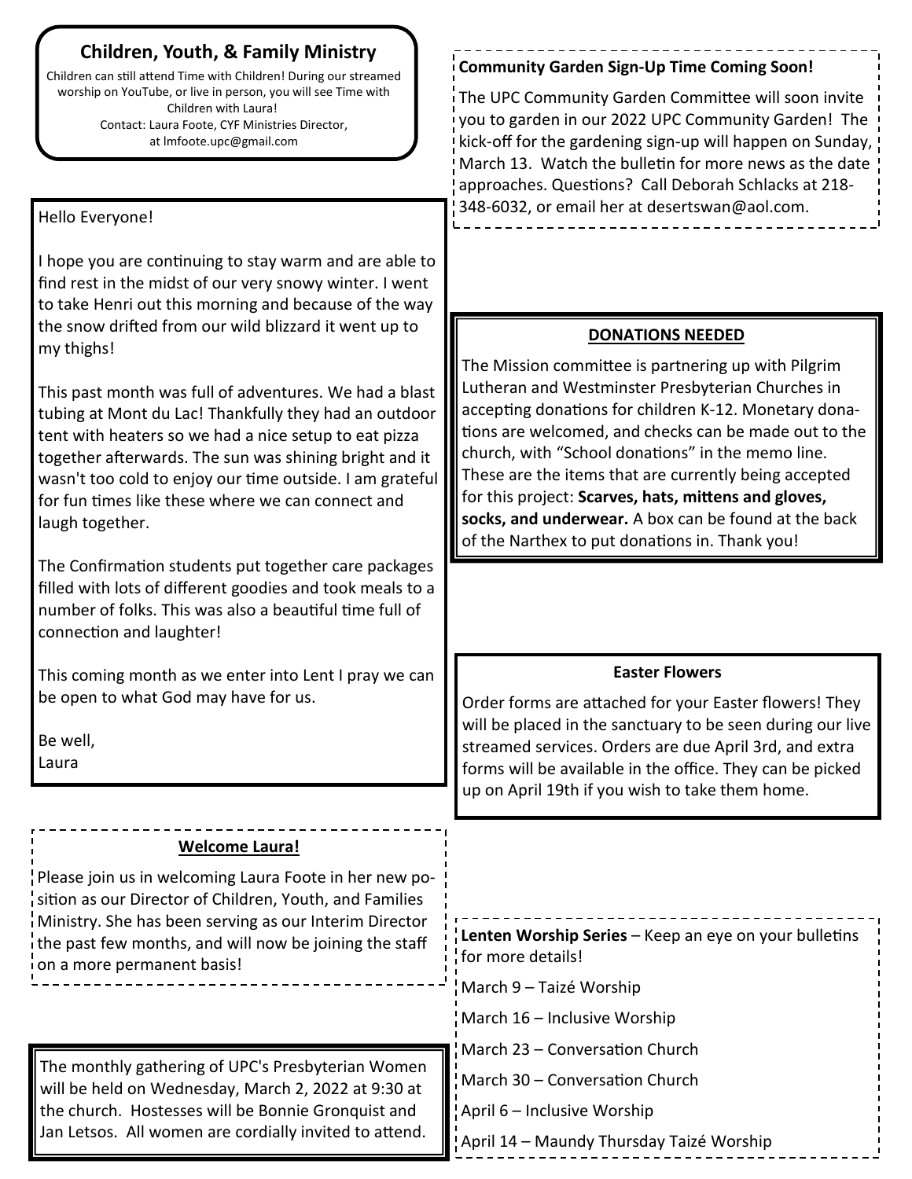## Children, Youth, & Family Ministry

Children can still attend Time with Children! During our streamed worship on YouTube, or live in person, you will see Time with Children with Laura!
Contact: Laura Foote, CYF Ministries Director, at lmfoote.upc@gmail.com

Hello Everyone!

I hope you are continuing to stay warm and are able to find rest in the midst of our very snowy winter. I went to take Henri out this morning and because of the way the snow drifted from our wild blizzard it went up to my thighs!

This past month was full of adventures. We had a blast tubing at Mont du Lac! Thankfully they had an outdoor tent with heaters so we had a nice setup to eat pizza together afterwards. The sun was shining bright and it wasn't too cold to enjoy our time outside. I am grateful for fun times like these where we can connect and laugh together.

The Confirmation students put together care packages filled with lots of different goodies and took meals to a number of folks. This was also a beautiful time full of connection and laughter!

This coming month as we enter into Lent I pray we can be open to what God may have for us.

Be well,
Laura

### Welcome Laura!

Please join us in welcoming Laura Foote in her new position as our Director of Children, Youth, and Families Ministry. She has been serving as our Interim Director the past few months, and will now be joining the staff on a more permanent basis!

The monthly gathering of UPC's Presbyterian Women will be held on Wednesday, March 2, 2022 at 9:30 at the church. Hostesses will be Bonnie Gronquist and Jan Letsos. All women are cordially invited to attend.

**Community Garden Sign-Up Time Coming Soon!**

The UPC Community Garden Committee will soon invite you to garden in our 2022 UPC Community Garden! The kick-off for the gardening sign-up will happen on Sunday, March 13. Watch the bulletin for more news as the date approaches. Questions? Call Deborah Schlacks at 218-348-6032, or email her at desertswan@aol.com.

### DONATIONS NEEDED

The Mission committee is partnering up with Pilgrim Lutheran and Westminster Presbyterian Churches in accepting donations for children K-12. Monetary donations are welcomed, and checks can be made out to the church, with "School donations" in the memo line. These are the items that are currently being accepted for this project: **Scarves, hats, mittens and gloves, socks, and underwear.** A box can be found at the back of the Narthex to put donations in. Thank you!

### Easter Flowers

Order forms are attached for your Easter flowers! They will be placed in the sanctuary to be seen during our live streamed services. Orders are due April 3rd, and extra forms will be available in the office. They can be picked up on April 19th if you wish to take them home.

**Lenten Worship Series** – Keep an eye on your bulletins for more details!

March 9 – Taizé Worship

March 16 – Inclusive Worship

March 23 – Conversation Church

March 30 – Conversation Church

April 6 – Inclusive Worship

April 14 – Maundy Thursday Taizé Worship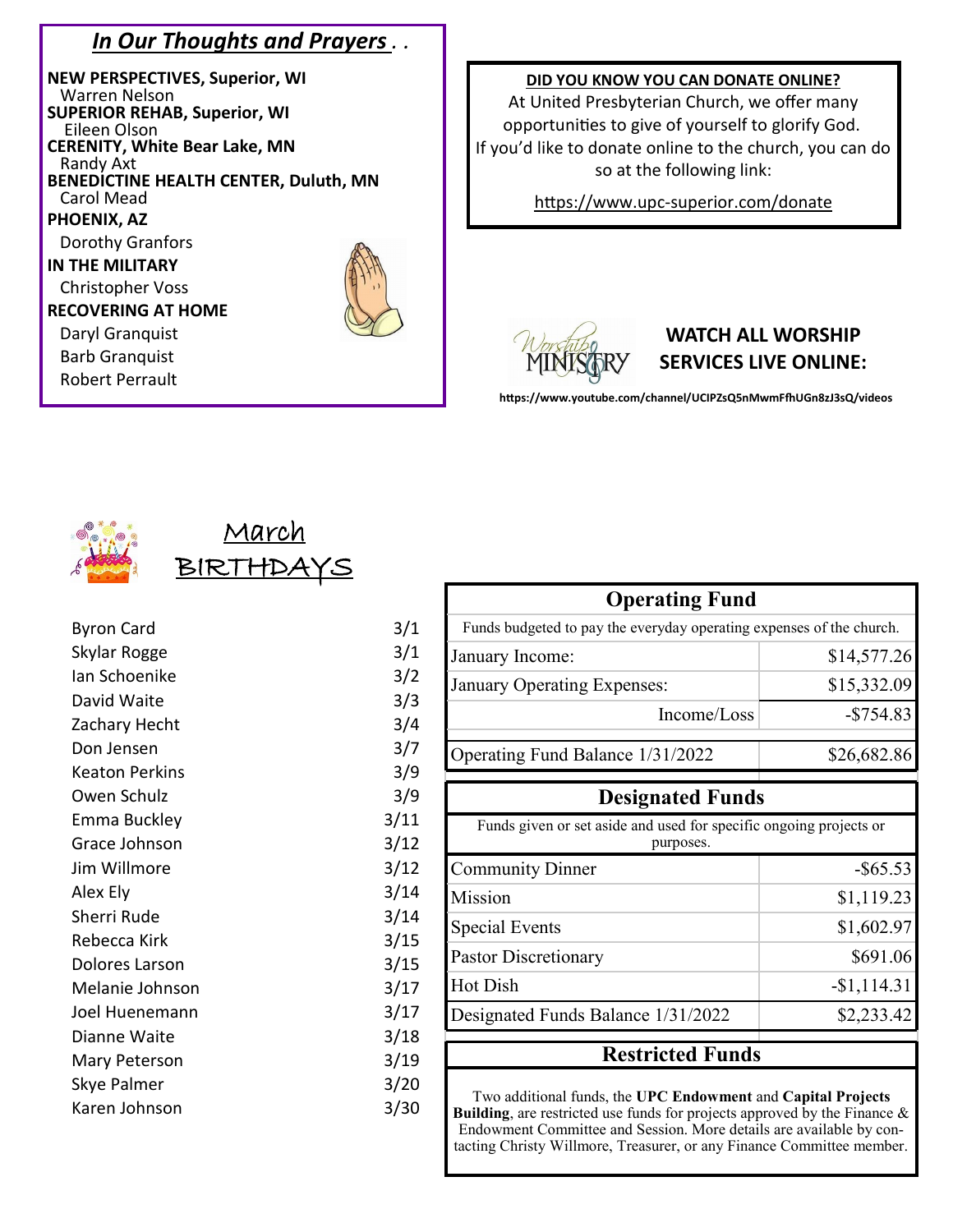## *In Our Thoughts and Prayers . .*

**NEW PERSPECTIVES, Superior, WI**
Warren Nelson

**SUPERIOR REHAB, Superior, WI**
Eileen Olson

**CERENITY, White Bear Lake, MN**
Randy Axt

**BENEDICTINE HEALTH CENTER, Duluth, MN**
Carol Mead

**PHOENIX, AZ**
Dorothy Granfors

**IN THE MILITARY**
Christopher Voss

**RECOVERING AT HOME**
Daryl Granquist
Barb Granquist
Robert Perrault

**DID YOU KNOW YOU CAN DONATE ONLINE?**

At United Presbyterian Church, we offer many opportunities to give of yourself to glorify God. If you'd like to donate online to the church, you can do so at the following link:

https://www.upc-superior.com/donate

**WATCH ALL WORSHIP SERVICES LIVE ONLINE:**

https://www.youtube.com/channel/UClPZsQ5nMwmFfhUGn8zJ3sQ/videos

## March BIRTHDAYS

| Name | Date |
|---|---|
| Byron Card | 3/1 |
| Skylar Rogge | 3/1 |
| Ian Schoenike | 3/2 |
| David Waite | 3/3 |
| Zachary Hecht | 3/4 |
| Don Jensen | 3/7 |
| Keaton Perkins | 3/9 |
| Owen Schulz | 3/9 |
| Emma Buckley | 3/11 |
| Grace Johnson | 3/12 |
| Jim Willmore | 3/12 |
| Alex Ely | 3/14 |
| Sherri Rude | 3/14 |
| Rebecca Kirk | 3/15 |
| Dolores Larson | 3/15 |
| Melanie Johnson | 3/17 |
| Joel Huenemann | 3/17 |
| Dianne Waite | 3/18 |
| Mary Peterson | 3/19 |
| Skye Palmer | 3/20 |
| Karen Johnson | 3/30 |

### Operating Fund

Funds budgeted to pay the everyday operating expenses of the church.

| | |
|---|---|
| January Income: | $14,577.26 |
| January Operating Expenses: | $15,332.09 |
| Income/Loss | -$754.83 |
| Operating Fund Balance 1/31/2022 | $26,682.86 |

### Designated Funds

Funds given or set aside and used for specific ongoing projects or purposes.

| | |
|---|---|
| Community Dinner | -$65.53 |
| Mission | $1,119.23 |
| Special Events | $1,602.97 |
| Pastor Discretionary | $691.06 |
| Hot Dish | -$1,114.31 |
| Designated Funds Balance 1/31/2022 | $2,233.42 |

### Restricted Funds

Two additional funds, the **UPC Endowment** and **Capital Projects Building**, are restricted use funds for projects approved by the Finance & Endowment Committee and Session. More details are available by contacting Christy Willmore, Treasurer, or any Finance Committee member.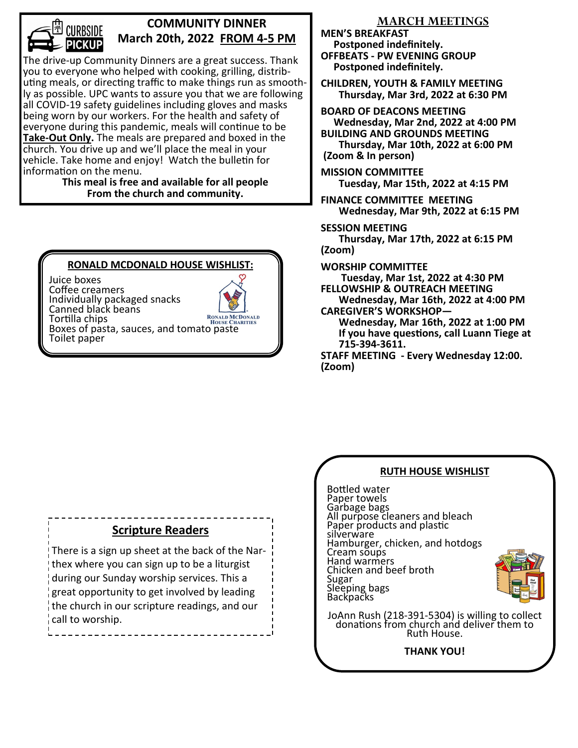## COMMUNITY DINNER

**March 20th, 2022 FROM 4-5 PM**

The drive-up Community Dinners are a great success. Thank you to everyone who helped with cooking, grilling, distributing meals, or directing traffic to make things run as smoothly as possible. UPC wants to assure you that we are following all COVID-19 safety guidelines including gloves and masks being worn by our workers. For the health and safety of everyone during this pandemic, meals will continue to be **Take-Out Only.** The meals are prepared and boxed in the church. You drive up and we'll place the meal in your vehicle. Take home and enjoy! Watch the bulletin for information on the menu.

**This meal is free and available for all people From the church and community.**

## RONALD MCDONALD HOUSE WISHLIST:

- Juice boxes
- Coffee creamers
- Individually packaged snacks
- Canned black beans
- Tortilla chips
- Boxes of pasta, sauces, and tomato paste
- Toilet paper

## Scripture Readers

There is a sign up sheet at the back of the Narthex where you can sign up to be a liturgist during our Sunday worship services. This a great opportunity to get involved by leading the church in our scripture readings, and our call to worship.

## MARCH MEETINGS

**MEN'S BREAKFAST**
**Postponed indefinitely.**

**OFFBEATS - PW EVENING GROUP**
**Postponed indefinitely.**

**CHILDREN, YOUTH & FAMILY MEETING**
**Thursday, Mar 3rd, 2022 at 6:30 PM**

**BOARD OF DEACONS MEETING**
**Wednesday, Mar 2nd, 2022 at 4:00 PM**

**BUILDING AND GROUNDS MEETING**
**Thursday, Mar 10th, 2022 at 6:00 PM (Zoom & In person)**

**MISSION COMMITTEE**
**Tuesday, Mar 15th, 2022 at 4:15 PM**

**FINANCE COMMITTEE MEETING**
**Wednesday, Mar 9th, 2022 at 6:15 PM**

**SESSION MEETING**
**Thursday, Mar 17th, 2022 at 6:15 PM (Zoom)**

**WORSHIP COMMITTEE**
**Tuesday, Mar 1st, 2022 at 4:30 PM**

**FELLOWSHIP & OUTREACH MEETING**
**Wednesday, Mar 16th, 2022 at 4:00 PM**

**CAREGIVER'S WORKSHOP—**
**Wednesday, Mar 16th, 2022 at 1:00 PM**
**If you have questions, call Luann Tiege at 715-394-3611.**

**STAFF MEETING - Every Wednesday 12:00. (Zoom)**

## RUTH HOUSE WISHLIST

- Bottled water
- Paper towels
- Garbage bags
- All purpose cleaners and bleach
- Paper products and plastic silverware
- Hamburger, chicken, and hotdogs
- Cream soups
- Hand warmers
- Chicken and beef broth
- Sugar
- Sleeping bags
- Backpacks

JoAnn Rush (218-391-5304) is willing to collect donations from church and deliver them to Ruth House.

**THANK YOU!**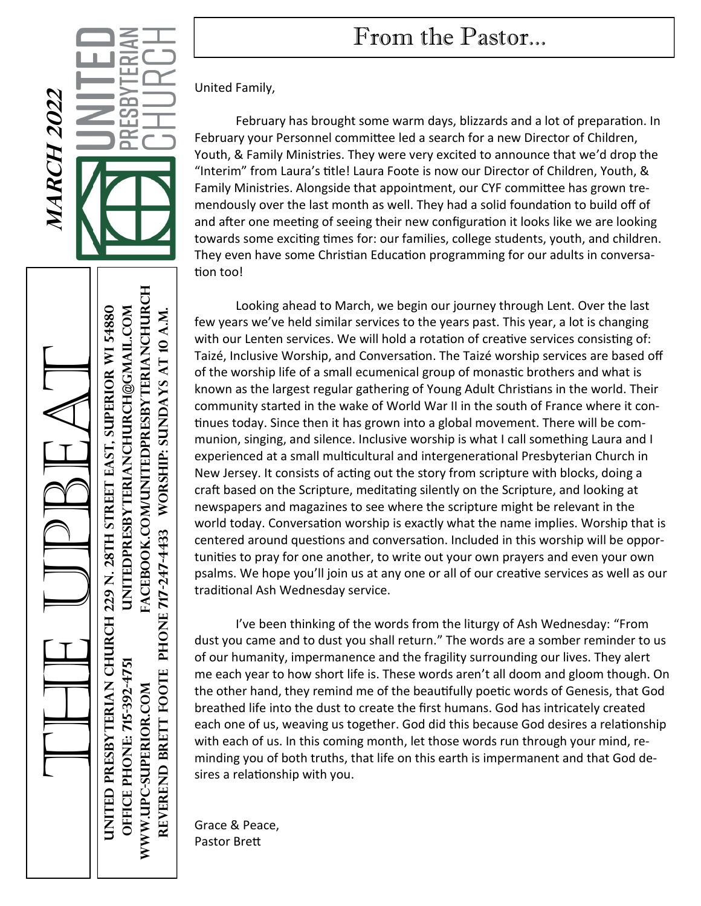# The Upbeat

*March 2022*

United Presbyterian Church

**United Presbyterian Church 229 N. 28th Street East, Superior WI 54880**
**Office Phone: 715-392-4751 UnitedPresbyterianChurch@gmail.com**
**www.upc-superior.com Facebook.com/UnitedPresbyterianChurch**
**Reverend Brett Foote Phone 717-247-4433 Worship: Sundays at 10 a.m.**

# From the Pastor...

United Family,

February has brought some warm days, blizzards and a lot of preparation. In February your Personnel committee led a search for a new Director of Children, Youth, & Family Ministries. They were very excited to announce that we'd drop the "Interim" from Laura's title! Laura Foote is now our Director of Children, Youth, & Family Ministries. Alongside that appointment, our CYF committee has grown tremendously over the last month as well. They had a solid foundation to build off of and after one meeting of seeing their new configuration it looks like we are looking towards some exciting times for: our families, college students, youth, and children. They even have some Christian Education programming for our adults in conversation too!

Looking ahead to March, we begin our journey through Lent. Over the last few years we've held similar services to the years past. This year, a lot is changing with our Lenten services. We will hold a rotation of creative services consisting of: Taizé, Inclusive Worship, and Conversation. The Taizé worship services are based off of the worship life of a small ecumenical group of monastic brothers and what is known as the largest regular gathering of Young Adult Christians in the world. Their community started in the wake of World War II in the south of France where it continues today. Since then it has grown into a global movement. There will be communion, singing, and silence. Inclusive worship is what I call something Laura and I experienced at a small multicultural and intergenerational Presbyterian Church in New Jersey. It consists of acting out the story from scripture with blocks, doing a craft based on the Scripture, meditating silently on the Scripture, and looking at newspapers and magazines to see where the scripture might be relevant in the world today. Conversation worship is exactly what the name implies. Worship that is centered around questions and conversation. Included in this worship will be opportunities to pray for one another, to write out your own prayers and even your own psalms. We hope you'll join us at any one or all of our creative services as well as our traditional Ash Wednesday service.

I've been thinking of the words from the liturgy of Ash Wednesday: "From dust you came and to dust you shall return." The words are a somber reminder to us of our humanity, impermanence and the fragility surrounding our lives. They alert me each year to how short life is. These words aren't all doom and gloom though. On the other hand, they remind me of the beautifully poetic words of Genesis, that God breathed life into the dust to create the first humans. God has intricately created each one of us, weaving us together. God did this because God desires a relationship with each of us. In this coming month, let those words run through your mind, reminding you of both truths, that life on this earth is impermanent and that God desires a relationship with you.

Grace & Peace,
Pastor Brett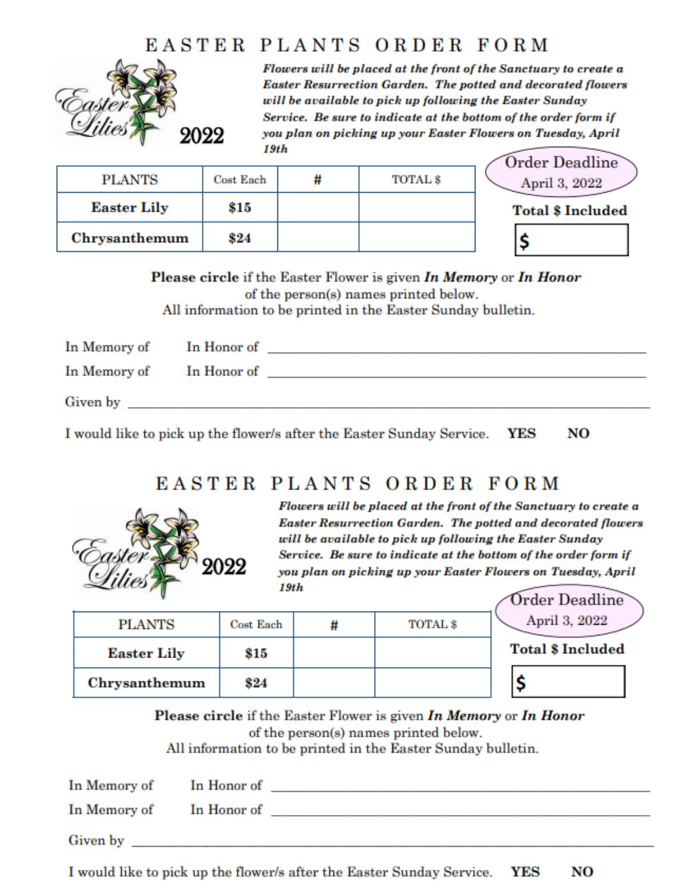# EASTER PLANTS ORDER FORM

Easter Lilies 2022

*Flowers will be placed at the front of the Sanctuary to create a Easter Resurrection Garden. The potted and decorated flowers will be available to pick up following the Easter Sunday Service. Be sure to indicate at the bottom of the order form if you plan on picking up your Easter Flowers on Tuesday, April 19th*

| PLANTS | Cost Each | # | TOTAL $ |
|---|---|---|---|
| **Easter Lily** | **$15** | | |
| **Chrysanthemum** | **$24** | | |

Order Deadline
April 3, 2022

**Total $ Included**

$

**Please circle** if the Easter Flower is given ***In Memory*** or ***In Honor*** of the person(s) names printed below.
All information to be printed in the Easter Sunday bulletin.

In Memory of     In Honor of ______________________________

In Memory of     In Honor of ______________________________

Given by ______________________________

I would like to pick up the flower/s after the Easter Sunday Service.   **YES**   **NO**

# EASTER PLANTS ORDER FORM

Easter Lilies 2022

*Flowers will be placed at the front of the Sanctuary to create a Easter Resurrection Garden. The potted and decorated flowers will be available to pick up following the Easter Sunday Service. Be sure to indicate at the bottom of the order form if you plan on picking up your Easter Flowers on Tuesday, April 19th*

| PLANTS | Cost Each | # | TOTAL $ |
|---|---|---|---|
| **Easter Lily** | **$15** | | |
| **Chrysanthemum** | **$24** | | |

Order Deadline
April 3, 2022

**Total $ Included**

$

**Please circle** if the Easter Flower is given ***In Memory*** or ***In Honor*** of the person(s) names printed below.
All information to be printed in the Easter Sunday bulletin.

In Memory of     In Honor of ______________________________

In Memory of     In Honor of ______________________________

Given by ______________________________

I would like to pick up the flower/s after the Easter Sunday Service.   **YES**   **NO**